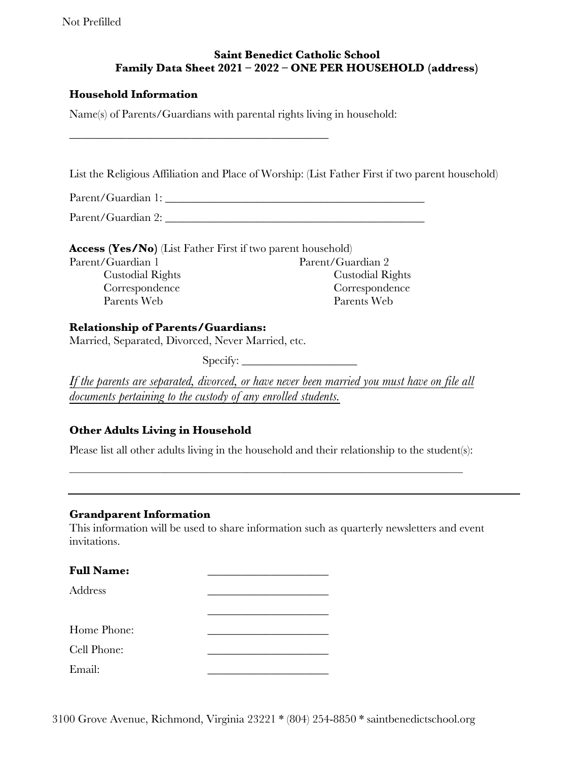Not Prefilled

**Saint Benedict Catholic School**
**Family Data Sheet 2021 – 2022 – ONE PER HOUSEHOLD (address)**

### Household Information

Name(s) of Parents/Guardians with parental rights living in household:

_______________________________________________

List the Religious Affiliation and Place of Worship: (List Father First if two parent household)

Parent/Guardian 1: _______________________________________________

Parent/Guardian 2: _______________________________________________

**Access (Yes/No)** (List Father First if two parent household)

Parent/Guardian 1
- Custodial Rights
- Correspondence
- Parents Web

Parent/Guardian 2
- Custodial Rights
- Correspondence
- Parents Web

### Relationship of Parents/Guardians:

Married, Separated, Divorced, Never Married, etc.

Specify: ____________________

*If the parents are separated, divorced, or have never been married you must have on file all documents pertaining to the custody of any enrolled students.*

### Other Adults Living in Household

Please list all other adults living in the household and their relationship to the student(s):

________________________________________________________________________

---

### Grandparent Information

This information will be used to share information such as quarterly newsletters and event invitations.

**Full Name:** ______________________

Address ______________________

______________________

Home Phone: ______________________

Cell Phone: ______________________

Email: ______________________

3100 Grove Avenue, Richmond, Virginia 23221 * (804) 254-8850 * saintbenedictschool.org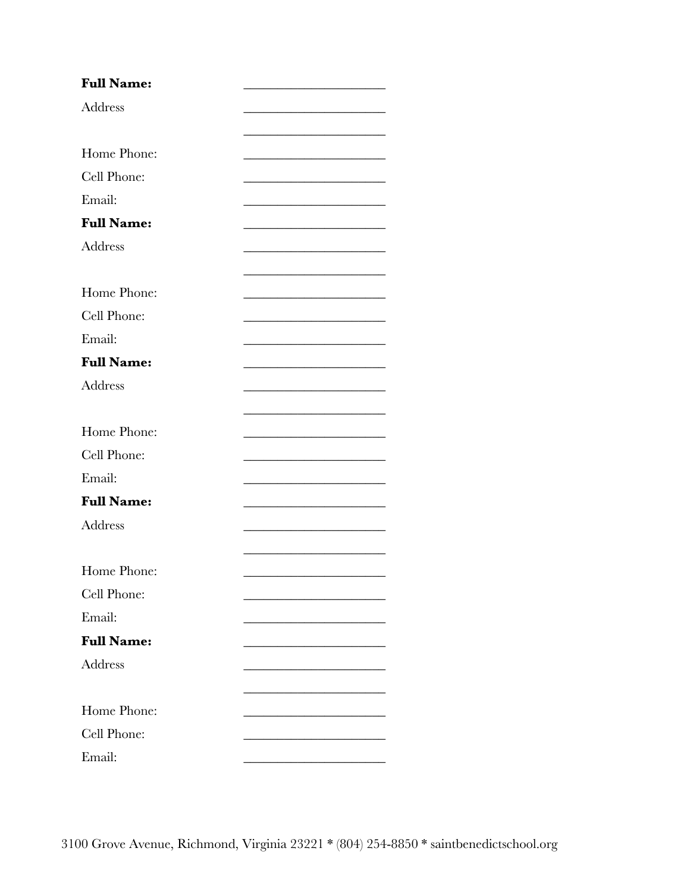**Full Name:** ______________________

Address ______________________

______________________

Home Phone: ______________________

Cell Phone: ______________________

Email: ______________________

**Full Name:** ______________________

Address ______________________

______________________

Home Phone: ______________________

Cell Phone: ______________________

Email: ______________________

**Full Name:** ______________________

Address ______________________

______________________

Home Phone: ______________________

Cell Phone: ______________________

Email: ______________________

**Full Name:** ______________________

Address ______________________

______________________

Home Phone: ______________________

Cell Phone: ______________________

Email: ______________________

**Full Name:** ______________________

Address ______________________

______________________

Home Phone: ______________________

Cell Phone: ______________________

Email: ______________________